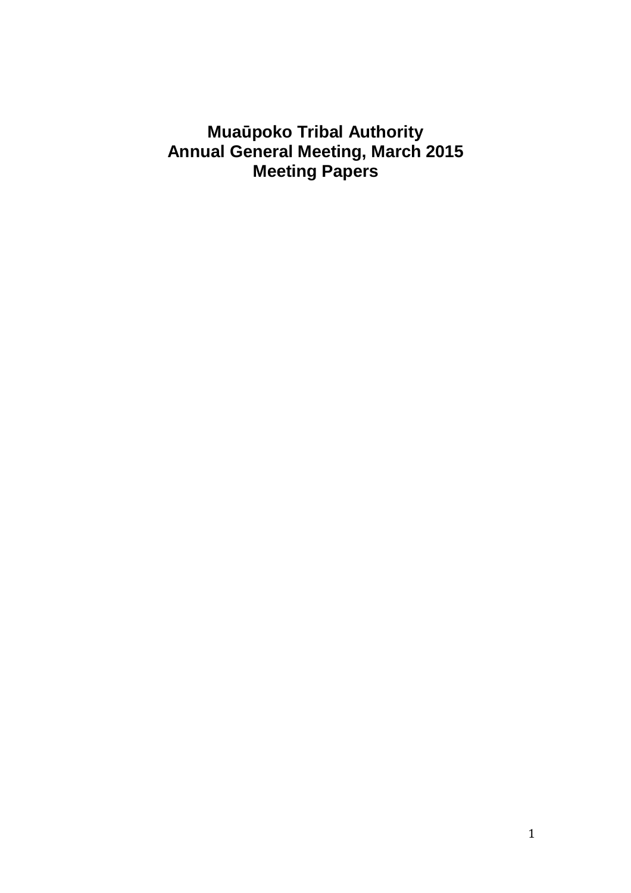# Muaūpoko Tribal Authority
# Annual General Meeting, March 2015
# Meeting Papers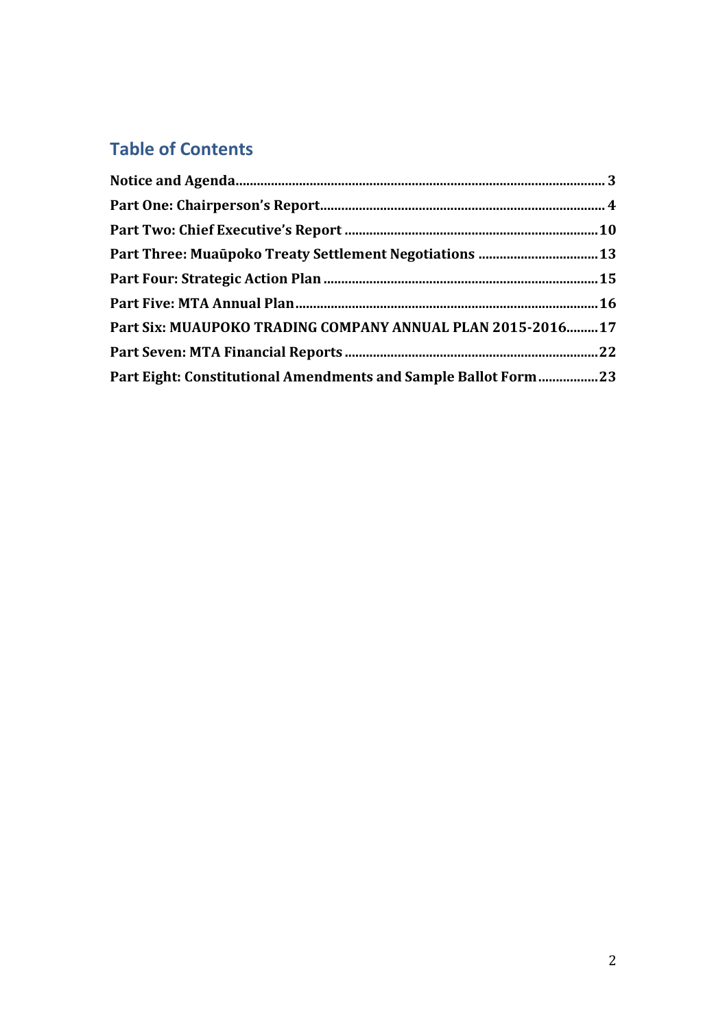## Table of Contents

**Notice and Agenda** ........................................................................................................ 3

**Part One: Chairperson's Report** ................................................................................. 4

**Part Two: Chief Executive's Report** ........................................................................ 10

**Part Three: Muaūpoko Treaty Settlement Negotiations** .................................. 13

**Part Four: Strategic Action Plan** .............................................................................. 15

**Part Five: MTA Annual Plan** ..................................................................................... 16

**Part Six: MUAUPOKO TRADING COMPANY ANNUAL PLAN 2015-2016** ......... 17

**Part Seven: MTA Financial Reports** ........................................................................ 22

**Part Eight: Constitutional Amendments and Sample Ballot Form** ................. 23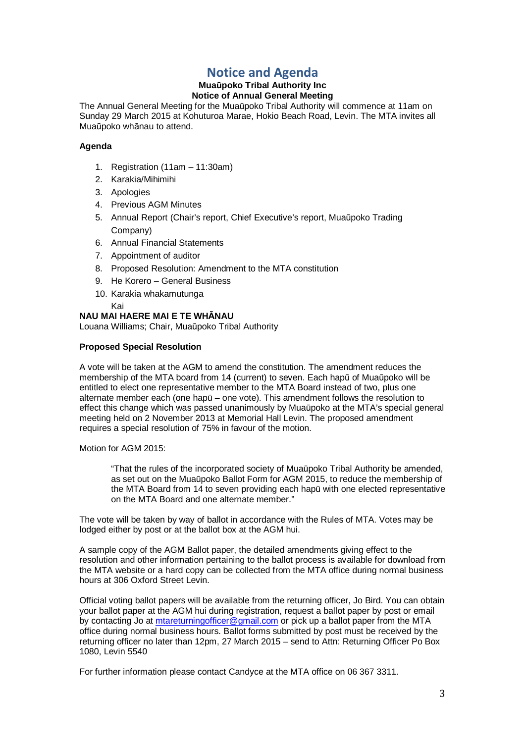# Notice and Agenda

**Muaūpoko Tribal Authority Inc**
**Notice of Annual General Meeting**

The Annual General Meeting for the Muaūpoko Tribal Authority will commence at 11am on Sunday 29 March 2015 at Kohuturoa Marae, Hokio Beach Road, Levin. The MTA invites all Muaūpoko whānau to attend.

**Agenda**

1. Registration (11am – 11:30am)
2. Karakia/Mihimihi
3. Apologies
4. Previous AGM Minutes
5. Annual Report (Chair's report, Chief Executive's report, Muaūpoko Trading Company)
6. Annual Financial Statements
7. Appointment of auditor
8. Proposed Resolution: Amendment to the MTA constitution
9. He Korero – General Business
10. Karakia whakamutunga

    Kai

**NAU MAI HAERE MAI E TE WHĀNAU**

Louana Williams; Chair, Muaūpoko Tribal Authority

**Proposed Special Resolution**

A vote will be taken at the AGM to amend the constitution. The amendment reduces the membership of the MTA board from 14 (current) to seven. Each hapū of Muaūpoko will be entitled to elect one representative member to the MTA Board instead of two, plus one alternate member each (one hapū – one vote). This amendment follows the resolution to effect this change which was passed unanimously by Muaūpoko at the MTA's special general meeting held on 2 November 2013 at Memorial Hall Levin. The proposed amendment requires a special resolution of 75% in favour of the motion.

Motion for AGM 2015:

> "That the rules of the incorporated society of Muaūpoko Tribal Authority be amended, as set out on the Muaūpoko Ballot Form for AGM 2015, to reduce the membership of the MTA Board from 14 to seven providing each hapū with one elected representative on the MTA Board and one alternate member."

The vote will be taken by way of ballot in accordance with the Rules of MTA. Votes may be lodged either by post or at the ballot box at the AGM hui.

A sample copy of the AGM Ballot paper, the detailed amendments giving effect to the resolution and other information pertaining to the ballot process is available for download from the MTA website or a hard copy can be collected from the MTA office during normal business hours at 306 Oxford Street Levin.

Official voting ballot papers will be available from the returning officer, Jo Bird. You can obtain your ballot paper at the AGM hui during registration, request a ballot paper by post or email by contacting Jo at mtareturningofficer@gmail.com or pick up a ballot paper from the MTA office during normal business hours. Ballot forms submitted by post must be received by the returning officer no later than 12pm, 27 March 2015 – send to Attn: Returning Officer Po Box 1080, Levin 5540

For further information please contact Candyce at the MTA office on 06 367 3311.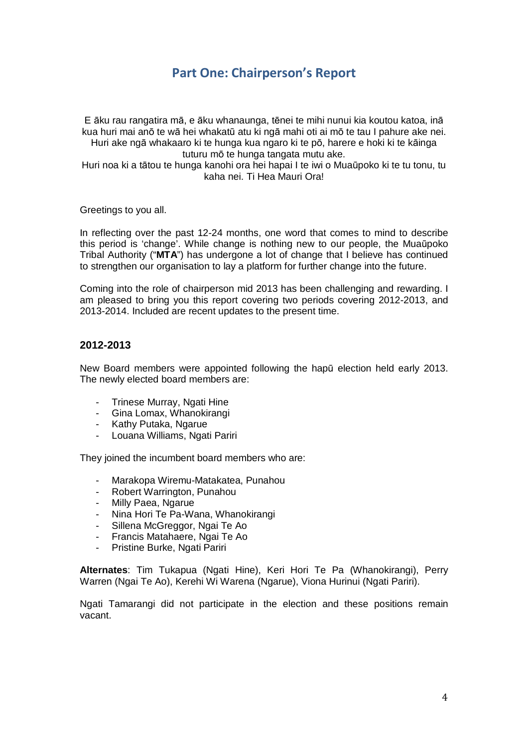# Part One: Chairperson's Report

E āku rau rangatira mā, e āku whanaunga, tēnei te mihi nunui kia koutou katoa, inā kua huri mai anō te wā hei whakatū atu ki ngā mahi oti ai mō te tau I pahure ake nei. Huri ake ngā whakaaro ki te hunga kua ngaro ki te pō, harere e hoki ki te kāinga tuturu mō te hunga tangata mutu ake.
Huri noa ki a tātou te hunga kanohi ora hei hapai I te iwi o Muaūpoko ki te tu tonu, tu kaha nei. Ti Hea Mauri Ora!

Greetings to you all.

In reflecting over the past 12-24 months, one word that comes to mind to describe this period is 'change'. While change is nothing new to our people, the Muaūpoko Tribal Authority ("**MTA**") has undergone a lot of change that I believe has continued to strengthen our organisation to lay a platform for further change into the future.

Coming into the role of chairperson mid 2013 has been challenging and rewarding. I am pleased to bring you this report covering two periods covering 2012-2013, and 2013-2014. Included are recent updates to the present time.

### 2012-2013

New Board members were appointed following the hapū election held early 2013. The newly elected board members are:

- Trinese Murray, Ngati Hine
- Gina Lomax, Whanokirangi
- Kathy Putaka, Ngarue
- Louana Williams, Ngati Pariri

They joined the incumbent board members who are:

- Marakopa Wiremu-Matakatea, Punahou
- Robert Warrington, Punahou
- Milly Paea, Ngarue
- Nina Hori Te Pa-Wana, Whanokirangi
- Sillena McGreggor, Ngai Te Ao
- Francis Matahaere, Ngai Te Ao
- Pristine Burke, Ngati Pariri

**Alternates**: Tim Tukapua (Ngati Hine), Keri Hori Te Pa (Whanokirangi), Perry Warren (Ngai Te Ao), Kerehi Wi Warena (Ngarue), Viona Hurinui (Ngati Pariri).

Ngati Tamarangi did not participate in the election and these positions remain vacant.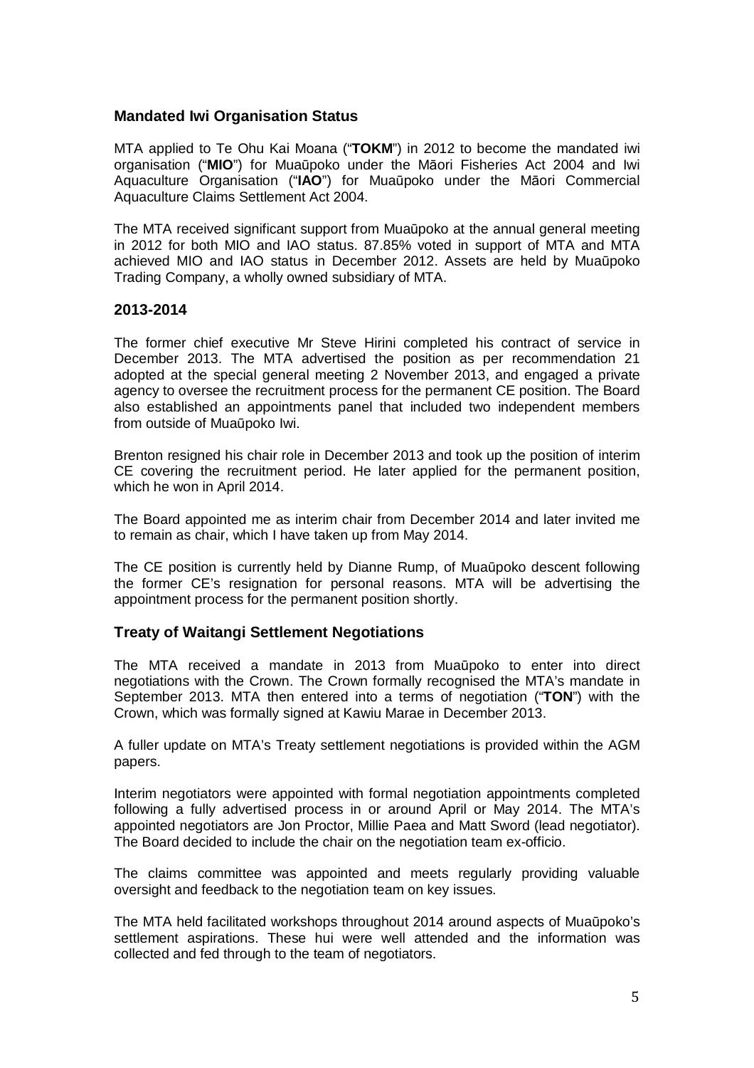## Mandated Iwi Organisation Status

MTA applied to Te Ohu Kai Moana ("**TOKM**") in 2012 to become the mandated iwi organisation ("**MIO**") for Muaūpoko under the Māori Fisheries Act 2004 and Iwi Aquaculture Organisation ("**IAO**") for Muaūpoko under the Māori Commercial Aquaculture Claims Settlement Act 2004.

The MTA received significant support from Muaūpoko at the annual general meeting in 2012 for both MIO and IAO status. 87.85% voted in support of MTA and MTA achieved MIO and IAO status in December 2012. Assets are held by Muaūpoko Trading Company, a wholly owned subsidiary of MTA.

## 2013-2014

The former chief executive Mr Steve Hirini completed his contract of service in December 2013. The MTA advertised the position as per recommendation 21 adopted at the special general meeting 2 November 2013, and engaged a private agency to oversee the recruitment process for the permanent CE position. The Board also established an appointments panel that included two independent members from outside of Muaūpoko Iwi.

Brenton resigned his chair role in December 2013 and took up the position of interim CE covering the recruitment period. He later applied for the permanent position, which he won in April 2014.

The Board appointed me as interim chair from December 2014 and later invited me to remain as chair, which I have taken up from May 2014.

The CE position is currently held by Dianne Rump, of Muaūpoko descent following the former CE's resignation for personal reasons. MTA will be advertising the appointment process for the permanent position shortly.

## Treaty of Waitangi Settlement Negotiations

The MTA received a mandate in 2013 from Muaūpoko to enter into direct negotiations with the Crown. The Crown formally recognised the MTA's mandate in September 2013. MTA then entered into a terms of negotiation ("**TON**") with the Crown, which was formally signed at Kawiu Marae in December 2013.

A fuller update on MTA's Treaty settlement negotiations is provided within the AGM papers.

Interim negotiators were appointed with formal negotiation appointments completed following a fully advertised process in or around April or May 2014. The MTA's appointed negotiators are Jon Proctor, Millie Paea and Matt Sword (lead negotiator). The Board decided to include the chair on the negotiation team ex-officio.

The claims committee was appointed and meets regularly providing valuable oversight and feedback to the negotiation team on key issues.

The MTA held facilitated workshops throughout 2014 around aspects of Muaūpoko's settlement aspirations. These hui were well attended and the information was collected and fed through to the team of negotiators.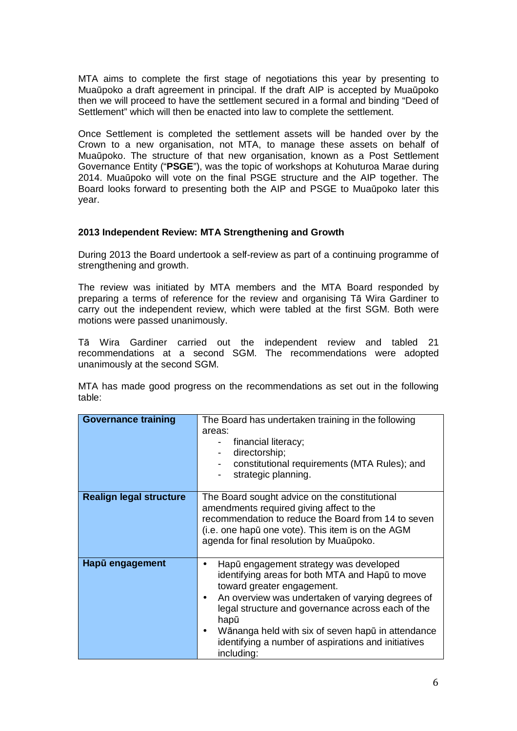MTA aims to complete the first stage of negotiations this year by presenting to Muaūpoko a draft agreement in principal. If the draft AIP is accepted by Muaūpoko then we will proceed to have the settlement secured in a formal and binding "Deed of Settlement" which will then be enacted into law to complete the settlement.

Once Settlement is completed the settlement assets will be handed over by the Crown to a new organisation, not MTA, to manage these assets on behalf of Muaūpoko. The structure of that new organisation, known as a Post Settlement Governance Entity ("**PSGE**"), was the topic of workshops at Kohuturoa Marae during 2014. Muaūpoko will vote on the final PSGE structure and the AIP together. The Board looks forward to presenting both the AIP and PSGE to Muaūpoko later this year.

### 2013 Independent Review: MTA Strengthening and Growth

During 2013 the Board undertook a self-review as part of a continuing programme of strengthening and growth.

The review was initiated by MTA members and the MTA Board responded by preparing a terms of reference for the review and organising Tā Wira Gardiner to carry out the independent review, which were tabled at the first SGM. Both were motions were passed unanimously.

Tā Wira Gardiner carried out the independent review and tabled 21 recommendations at a second SGM. The recommendations were adopted unanimously at the second SGM.

MTA has made good progress on the recommendations as set out in the following table:

| | |
|---|---|
| **Governance training** | The Board has undertaken training in the following areas:<br>- financial literacy;<br>- directorship;<br>- constitutional requirements (MTA Rules); and<br>- strategic planning. |
| **Realign legal structure** | The Board sought advice on the constitutional amendments required giving affect to the recommendation to reduce the Board from 14 to seven (i.e. one hapū one vote). This item is on the AGM agenda for final resolution by Muaūpoko. |
| **Hapū engagement** | • Hapū engagement strategy was developed identifying areas for both MTA and Hapū to move toward greater engagement.<br>• An overview was undertaken of varying degrees of legal structure and governance across each of the hapū<br>• Wānanga held with six of seven hapū in attendance identifying a number of aspirations and initiatives including: |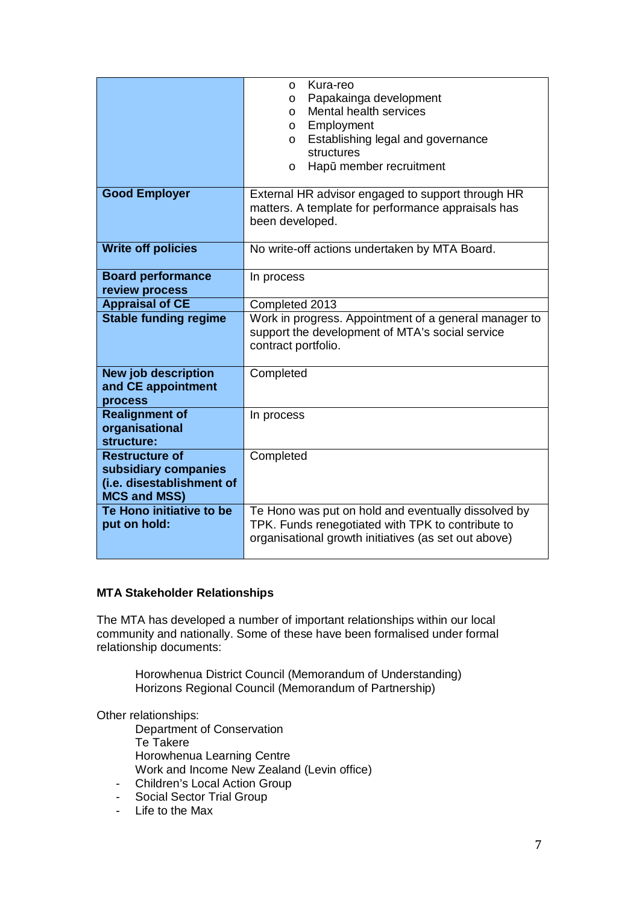| | |
|---|---|
| | o Kura-reo<br>o Papakainga development<br>o Mental health services<br>o Employment<br>o Establishing legal and governance structures<br>o Hapū member recruitment |
| **Good Employer** | External HR advisor engaged to support through HR matters. A template for performance appraisals has been developed. |
| **Write off policies** | No write-off actions undertaken by MTA Board. |
| **Board performance review process** | In process |
| **Appraisal of CE** | Completed 2013 |
| **Stable funding regime** | Work in progress. Appointment of a general manager to support the development of MTA's social service contract portfolio. |
| **New job description and CE appointment process** | Completed |
| **Realignment of organisational structure:** | In process |
| **Restructure of subsidiary companies (i.e. disestablishment of MCS and MSS)** | Completed |
| **Te Hono initiative to be put on hold:** | Te Hono was put on hold and eventually dissolved by TPK. Funds renegotiated with TPK to contribute to organisational growth initiatives (as set out above) |

**MTA Stakeholder Relationships**

The MTA has developed a number of important relationships within our local community and nationally. Some of these have been formalised under formal relationship documents:

Horowhenua District Council (Memorandum of Understanding)
Horizons Regional Council (Memorandum of Partnership)

Other relationships:

Department of Conservation
Te Takere
Horowhenua Learning Centre
Work and Income New Zealand (Levin office)

- Children's Local Action Group
- Social Sector Trial Group
- Life to the Max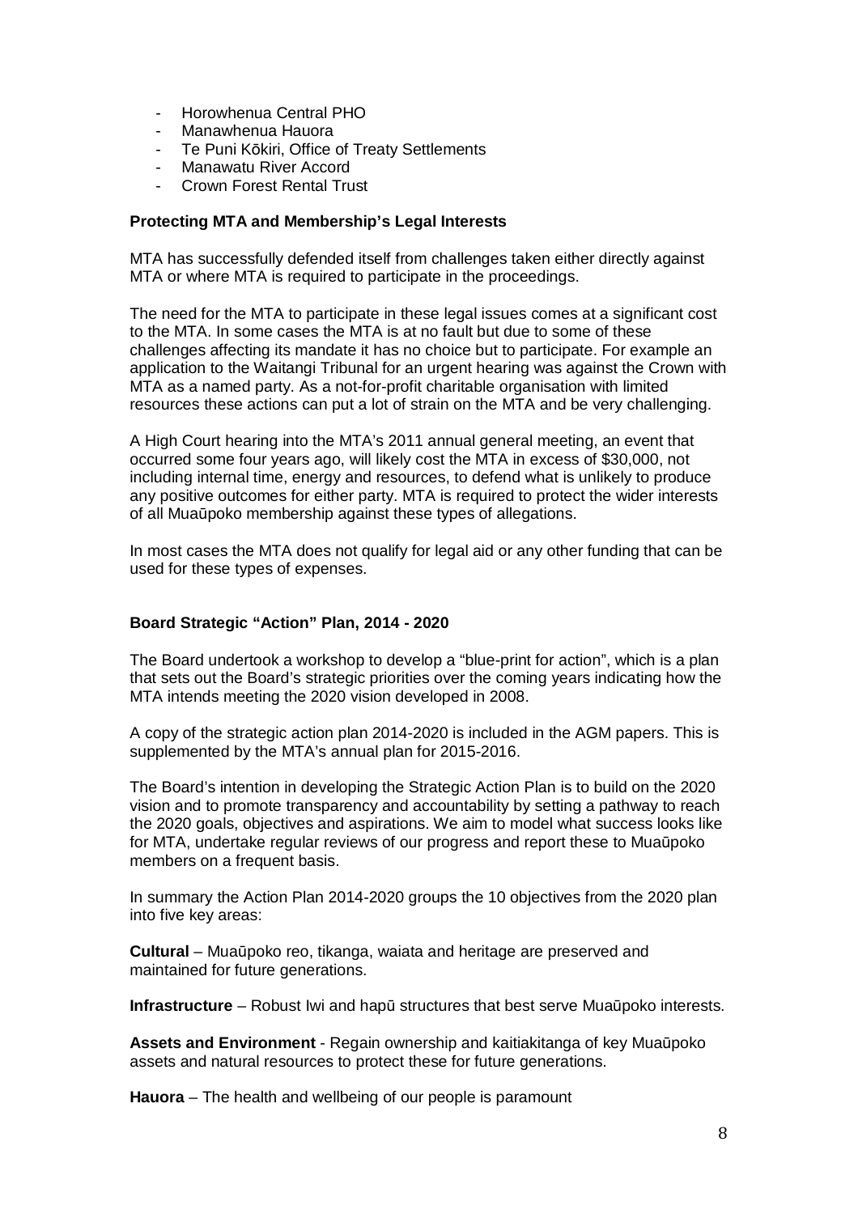- Horowhenua Central PHO
- Manawhenua Hauora
- Te Puni Kōkiri, Office of Treaty Settlements
- Manawatu River Accord
- Crown Forest Rental Trust

**Protecting MTA and Membership's Legal Interests**

MTA has successfully defended itself from challenges taken either directly against MTA or where MTA is required to participate in the proceedings.

The need for the MTA to participate in these legal issues comes at a significant cost to the MTA. In some cases the MTA is at no fault but due to some of these challenges affecting its mandate it has no choice but to participate. For example an application to the Waitangi Tribunal for an urgent hearing was against the Crown with MTA as a named party. As a not-for-profit charitable organisation with limited resources these actions can put a lot of strain on the MTA and be very challenging.

A High Court hearing into the MTA's 2011 annual general meeting, an event that occurred some four years ago, will likely cost the MTA in excess of $30,000, not including internal time, energy and resources, to defend what is unlikely to produce any positive outcomes for either party. MTA is required to protect the wider interests of all Muaūpoko membership against these types of allegations.

In most cases the MTA does not qualify for legal aid or any other funding that can be used for these types of expenses.

**Board Strategic "Action" Plan, 2014 - 2020**

The Board undertook a workshop to develop a "blue-print for action", which is a plan that sets out the Board's strategic priorities over the coming years indicating how the MTA intends meeting the 2020 vision developed in 2008.

A copy of the strategic action plan 2014-2020 is included in the AGM papers. This is supplemented by the MTA's annual plan for 2015-2016.

The Board's intention in developing the Strategic Action Plan is to build on the 2020 vision and to promote transparency and accountability by setting a pathway to reach the 2020 goals, objectives and aspirations. We aim to model what success looks like for MTA, undertake regular reviews of our progress and report these to Muaūpoko members on a frequent basis.

In summary the Action Plan 2014-2020 groups the 10 objectives from the 2020 plan into five key areas:

**Cultural** – Muaūpoko reo, tikanga, waiata and heritage are preserved and maintained for future generations.

**Infrastructure** – Robust Iwi and hapū structures that best serve Muaūpoko interests.

**Assets and Environment** - Regain ownership and kaitiakitanga of key Muaūpoko assets and natural resources to protect these for future generations.

**Hauora** – The health and wellbeing of our people is paramount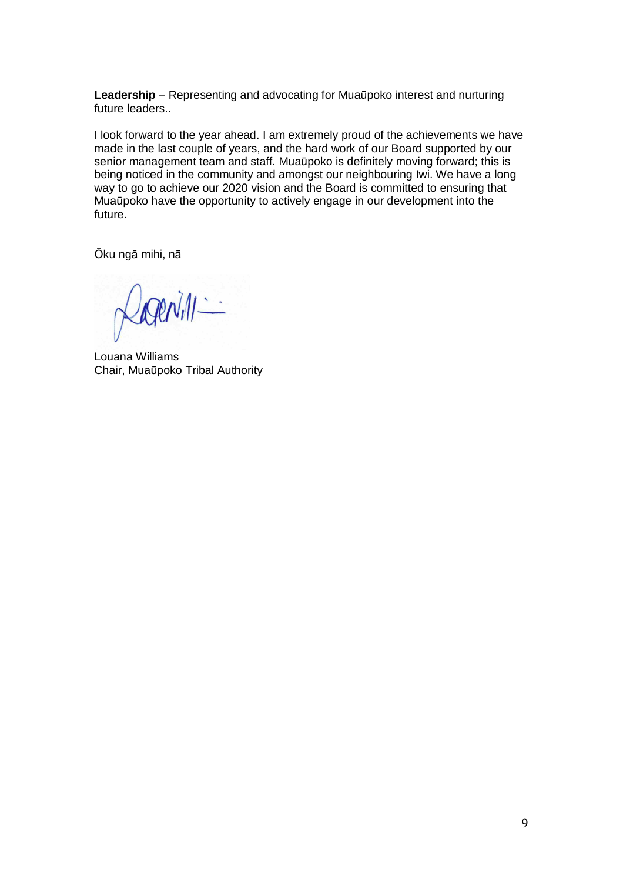**Leadership** – Representing and advocating for Muaūpoko interest and nurturing future leaders..

I look forward to the year ahead. I am extremely proud of the achievements we have made in the last couple of years, and the hard work of our Board supported by our senior management team and staff. Muaūpoko is definitely moving forward; this is being noticed in the community and amongst our neighbouring Iwi. We have a long way to go to achieve our 2020 vision and the Board is committed to ensuring that Muaūpoko have the opportunity to actively engage in our development into the future.

Ōku ngā mihi, nā

Louana Williams
Chair, Muaūpoko Tribal Authority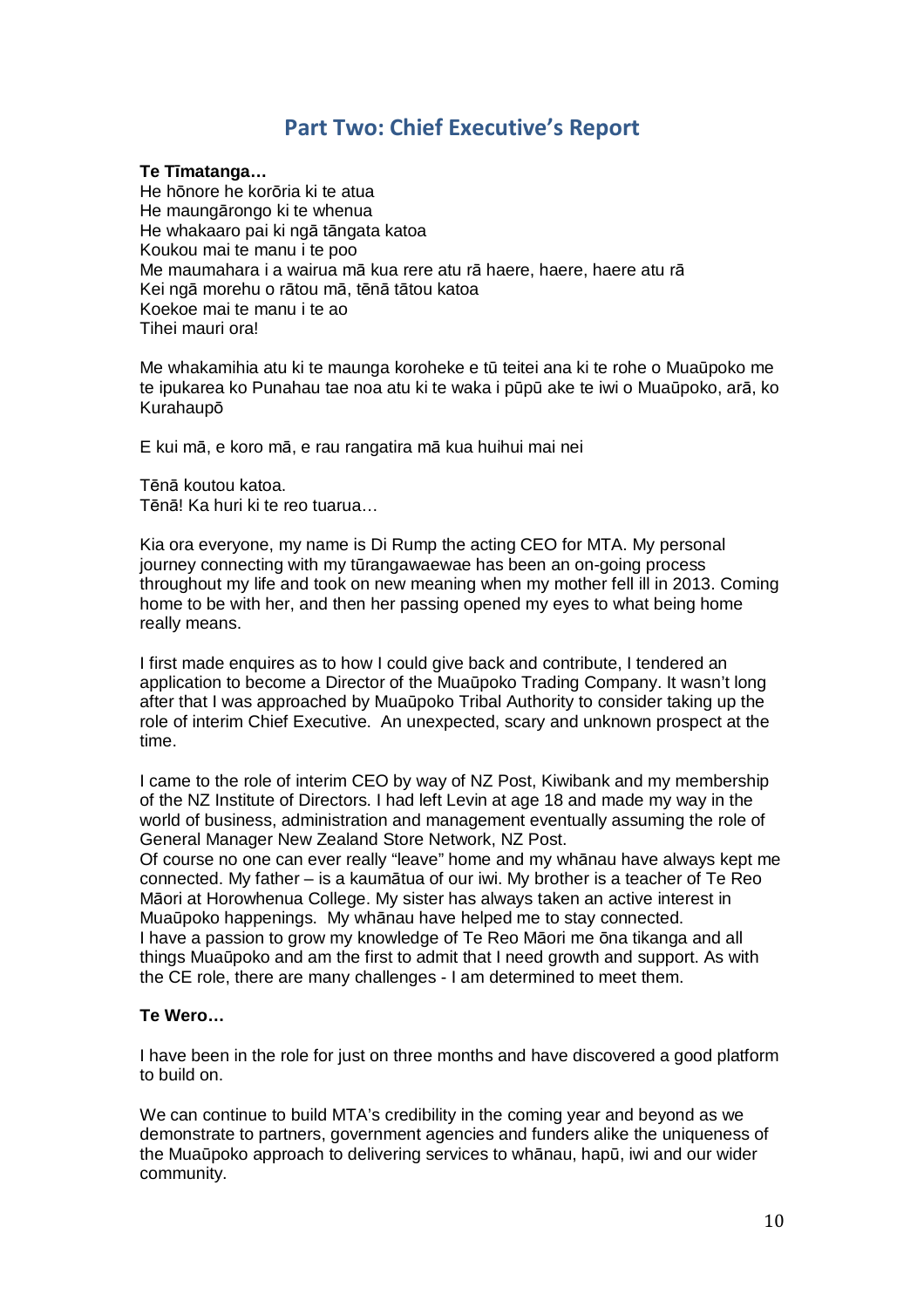## Part Two: Chief Executive's Report

**Te Tīmatanga…**

He hōnore he korōria ki te atua
He maungārongo ki te whenua
He whakaaro pai ki ngā tāngata katoa
Koukou mai te manu i te poo
Me maumahara i a wairua mā kua rere atu rā haere, haere, haere atu rā
Kei ngā morehu o rātou mā, tēnā tātou katoa
Koekoe mai te manu i te ao
Tihei mauri ora!

Me whakamihia atu ki te maunga koroheke e tū teitei ana ki te rohe o Muaūpoko me te ipukarea ko Punahau tae noa atu ki te waka i pūpū ake te iwi o Muaūpoko, arā, ko Kurahaupō

E kui mā, e koro mā, e rau rangatira mā kua huihui mai nei

Tēnā koutou katoa.
Tēnā! Ka huri ki te reo tuarua…

Kia ora everyone, my name is Di Rump the acting CEO for MTA. My personal journey connecting with my tūrangawaewae has been an on-going process throughout my life and took on new meaning when my mother fell ill in 2013. Coming home to be with her, and then her passing opened my eyes to what being home really means.

I first made enquires as to how I could give back and contribute, I tendered an application to become a Director of the Muaūpoko Trading Company. It wasn't long after that I was approached by Muaūpoko Tribal Authority to consider taking up the role of interim Chief Executive. An unexpected, scary and unknown prospect at the time.

I came to the role of interim CEO by way of NZ Post, Kiwibank and my membership of the NZ Institute of Directors. I had left Levin at age 18 and made my way in the world of business, administration and management eventually assuming the role of General Manager New Zealand Store Network, NZ Post.
Of course no one can ever really "leave" home and my whānau have always kept me connected. My father – is a kaumātua of our iwi. My brother is a teacher of Te Reo Māori at Horowhenua College. My sister has always taken an active interest in Muaūpoko happenings. My whānau have helped me to stay connected.
I have a passion to grow my knowledge of Te Reo Māori me ōna tikanga and all things Muaūpoko and am the first to admit that I need growth and support. As with the CE role, there are many challenges - I am determined to meet them.

**Te Wero…**

I have been in the role for just on three months and have discovered a good platform to build on.

We can continue to build MTA's credibility in the coming year and beyond as we demonstrate to partners, government agencies and funders alike the uniqueness of the Muaūpoko approach to delivering services to whānau, hapū, iwi and our wider community.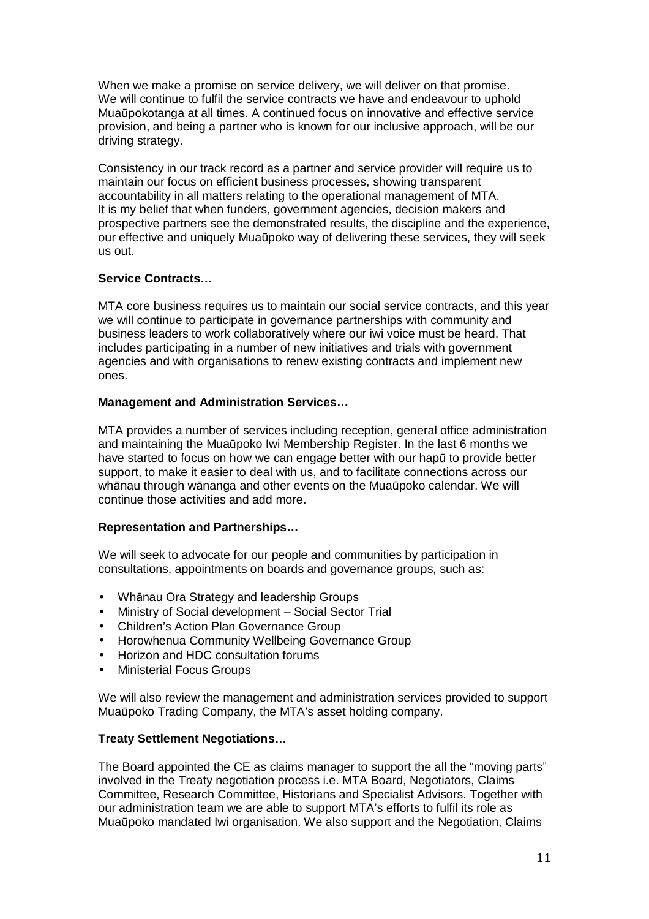When we make a promise on service delivery, we will deliver on that promise. We will continue to fulfil the service contracts we have and endeavour to uphold Muaūpokotanga at all times. A continued focus on innovative and effective service provision, and being a partner who is known for our inclusive approach, will be our driving strategy.

Consistency in our track record as a partner and service provider will require us to maintain our focus on efficient business processes, showing transparent accountability in all matters relating to the operational management of MTA. It is my belief that when funders, government agencies, decision makers and prospective partners see the demonstrated results, the discipline and the experience, our effective and uniquely Muaūpoko way of delivering these services, they will seek us out.

**Service Contracts…**

MTA core business requires us to maintain our social service contracts, and this year we will continue to participate in governance partnerships with community and business leaders to work collaboratively where our iwi voice must be heard. That includes participating in a number of new initiatives and trials with government agencies and with organisations to renew existing contracts and implement new ones.

**Management and Administration Services…**

MTA provides a number of services including reception, general office administration and maintaining the Muaūpoko Iwi Membership Register. In the last 6 months we have started to focus on how we can engage better with our hapū to provide better support, to make it easier to deal with us, and to facilitate connections across our whānau through wānanga and other events on the Muaūpoko calendar. We will continue those activities and add more.

**Representation and Partnerships…**

We will seek to advocate for our people and communities by participation in consultations, appointments on boards and governance groups, such as:

- Whānau Ora Strategy and leadership Groups
- Ministry of Social development – Social Sector Trial
- Children's Action Plan Governance Group
- Horowhenua Community Wellbeing Governance Group
- Horizon and HDC consultation forums
- Ministerial Focus Groups

We will also review the management and administration services provided to support Muaūpoko Trading Company, the MTA's asset holding company.

**Treaty Settlement Negotiations…**

The Board appointed the CE as claims manager to support the all the "moving parts" involved in the Treaty negotiation process i.e. MTA Board, Negotiators, Claims Committee, Research Committee, Historians and Specialist Advisors. Together with our administration team we are able to support MTA's efforts to fulfil its role as Muaūpoko mandated Iwi organisation. We also support and the Negotiation, Claims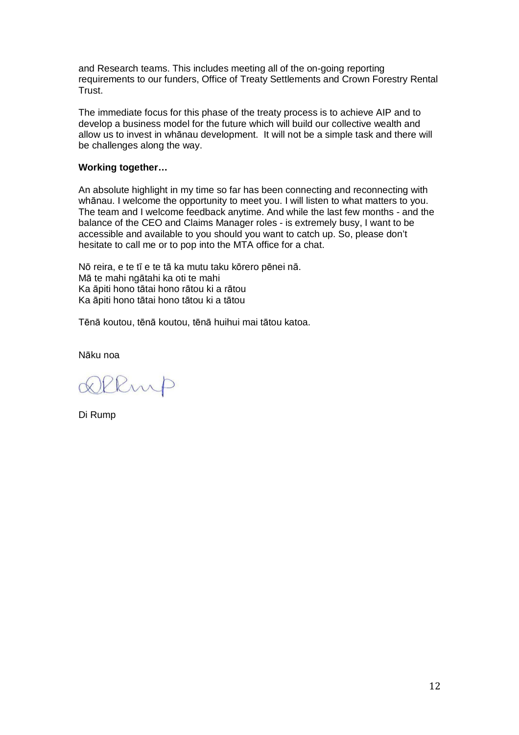and Research teams. This includes meeting all of the on-going reporting requirements to our funders, Office of Treaty Settlements and Crown Forestry Rental Trust.

The immediate focus for this phase of the treaty process is to achieve AIP and to develop a business model for the future which will build our collective wealth and allow us to invest in whānau development. It will not be a simple task and there will be challenges along the way.

**Working together…**

An absolute highlight in my time so far has been connecting and reconnecting with whānau. I welcome the opportunity to meet you. I will listen to what matters to you. The team and I welcome feedback anytime. And while the last few months - and the balance of the CEO and Claims Manager roles - is extremely busy, I want to be accessible and available to you should you want to catch up. So, please don't hesitate to call me or to pop into the MTA office for a chat.

Nō reira, e te tī e te tā ka mutu taku kōrero pēnei nā.
Mā te mahi ngātahi ka oti te mahi
Ka āpiti hono tātai hono rātou ki a rātou
Ka āpiti hono tātai hono tātou ki a tātou

Tēnā koutou, tēnā koutou, tēnā huihui mai tātou katoa.

Nāku noa

Di Rump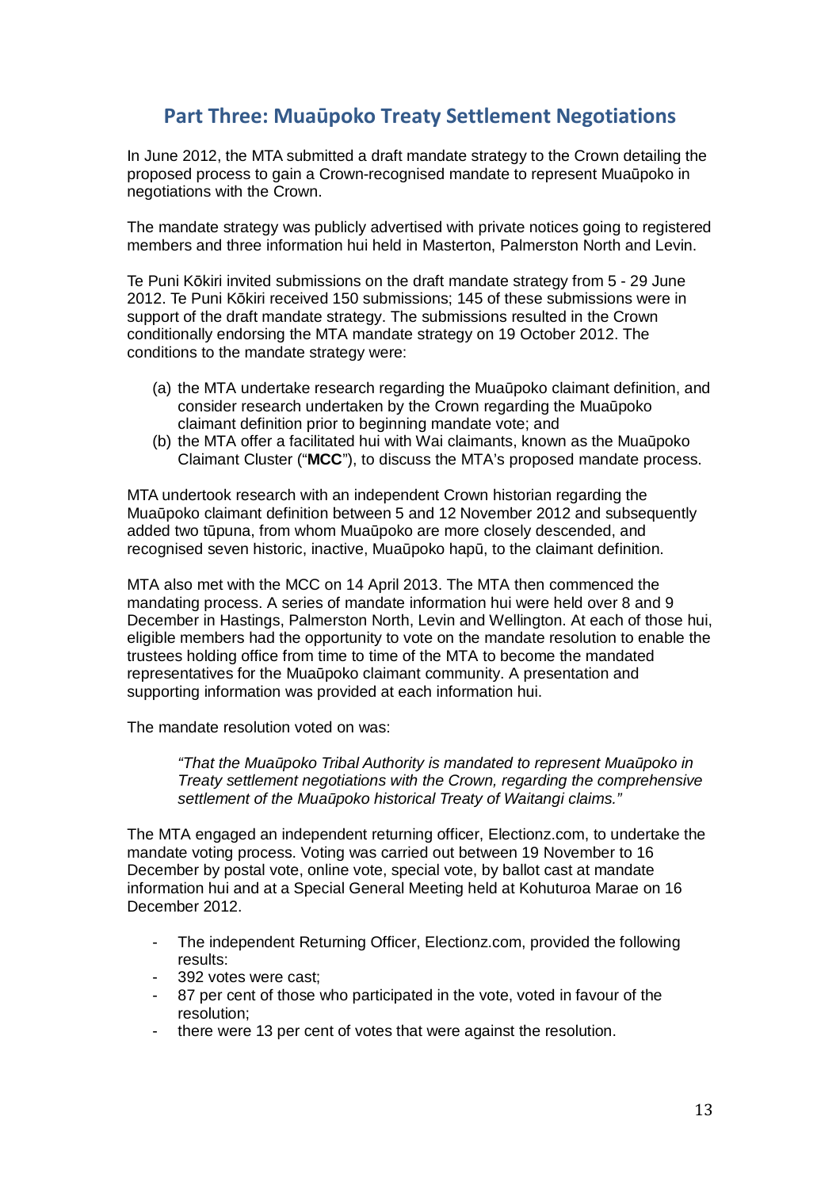## Part Three: Muaūpoko Treaty Settlement Negotiations

In June 2012, the MTA submitted a draft mandate strategy to the Crown detailing the proposed process to gain a Crown-recognised mandate to represent Muaūpoko in negotiations with the Crown.

The mandate strategy was publicly advertised with private notices going to registered members and three information hui held in Masterton, Palmerston North and Levin.

Te Puni Kōkiri invited submissions on the draft mandate strategy from 5 - 29 June 2012. Te Puni Kōkiri received 150 submissions; 145 of these submissions were in support of the draft mandate strategy. The submissions resulted in the Crown conditionally endorsing the MTA mandate strategy on 19 October 2012. The conditions to the mandate strategy were:

(a) the MTA undertake research regarding the Muaūpoko claimant definition, and consider research undertaken by the Crown regarding the Muaūpoko claimant definition prior to beginning mandate vote; and
(b) the MTA offer a facilitated hui with Wai claimants, known as the Muaūpoko Claimant Cluster ("**MCC**"), to discuss the MTA's proposed mandate process.

MTA undertook research with an independent Crown historian regarding the Muaūpoko claimant definition between 5 and 12 November 2012 and subsequently added two tūpuna, from whom Muaūpoko are more closely descended, and recognised seven historic, inactive, Muaūpoko hapū, to the claimant definition.

MTA also met with the MCC on 14 April 2013. The MTA then commenced the mandating process. A series of mandate information hui were held over 8 and 9 December in Hastings, Palmerston North, Levin and Wellington. At each of those hui, eligible members had the opportunity to vote on the mandate resolution to enable the trustees holding office from time to time of the MTA to become the mandated representatives for the Muaūpoko claimant community. A presentation and supporting information was provided at each information hui.

The mandate resolution voted on was:

> *"That the Muaūpoko Tribal Authority is mandated to represent Muaūpoko in Treaty settlement negotiations with the Crown, regarding the comprehensive settlement of the Muaūpoko historical Treaty of Waitangi claims."*

The MTA engaged an independent returning officer, Electionz.com, to undertake the mandate voting process. Voting was carried out between 19 November to 16 December by postal vote, online vote, special vote, by ballot cast at mandate information hui and at a Special General Meeting held at Kohuturoa Marae on 16 December 2012.

- The independent Returning Officer, Electionz.com, provided the following results:
- 392 votes were cast;
- 87 per cent of those who participated in the vote, voted in favour of the resolution;
- there were 13 per cent of votes that were against the resolution.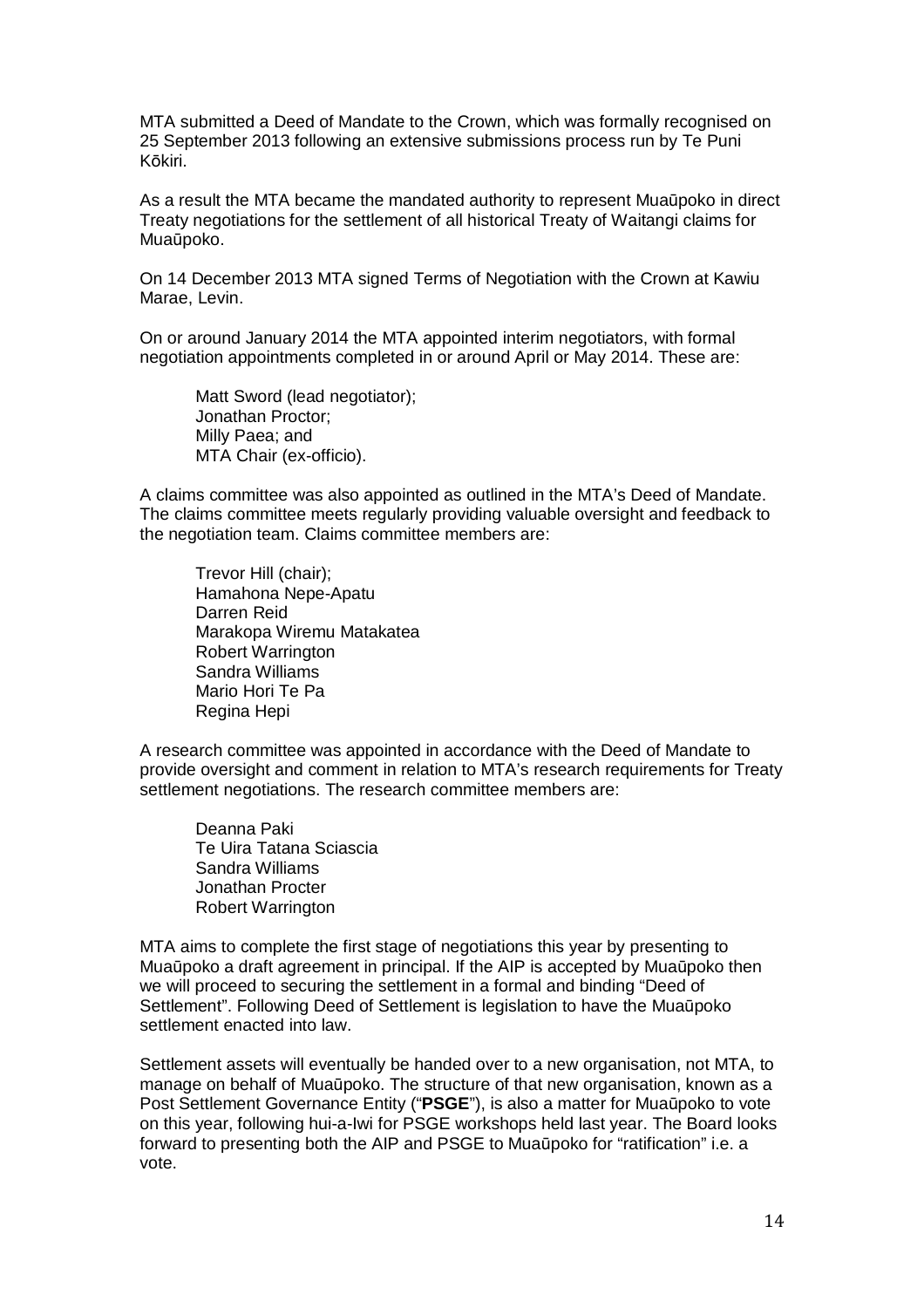MTA submitted a Deed of Mandate to the Crown, which was formally recognised on 25 September 2013 following an extensive submissions process run by Te Puni Kōkiri.

As a result the MTA became the mandated authority to represent Muaūpoko in direct Treaty negotiations for the settlement of all historical Treaty of Waitangi claims for Muaūpoko.

On 14 December 2013 MTA signed Terms of Negotiation with the Crown at Kawiu Marae, Levin.

On or around January 2014 the MTA appointed interim negotiators, with formal negotiation appointments completed in or around April or May 2014. These are:

Matt Sword (lead negotiator);
Jonathan Proctor;
Milly Paea; and
MTA Chair (ex-officio).

A claims committee was also appointed as outlined in the MTA's Deed of Mandate. The claims committee meets regularly providing valuable oversight and feedback to the negotiation team. Claims committee members are:

Trevor Hill (chair);
Hamahona Nepe-Apatu
Darren Reid
Marakopa Wiremu Matakatea
Robert Warrington
Sandra Williams
Mario Hori Te Pa
Regina Hepi

A research committee was appointed in accordance with the Deed of Mandate to provide oversight and comment in relation to MTA's research requirements for Treaty settlement negotiations. The research committee members are:

Deanna Paki
Te Uira Tatana Sciascia
Sandra Williams
Jonathan Procter
Robert Warrington

MTA aims to complete the first stage of negotiations this year by presenting to Muaūpoko a draft agreement in principal. If the AIP is accepted by Muaūpoko then we will proceed to securing the settlement in a formal and binding "Deed of Settlement". Following Deed of Settlement is legislation to have the Muaūpoko settlement enacted into law.

Settlement assets will eventually be handed over to a new organisation, not MTA, to manage on behalf of Muaūpoko. The structure of that new organisation, known as a Post Settlement Governance Entity ("**PSGE**"), is also a matter for Muaūpoko to vote on this year, following hui-a-Iwi for PSGE workshops held last year. The Board looks forward to presenting both the AIP and PSGE to Muaūpoko for "ratification" i.e. a vote.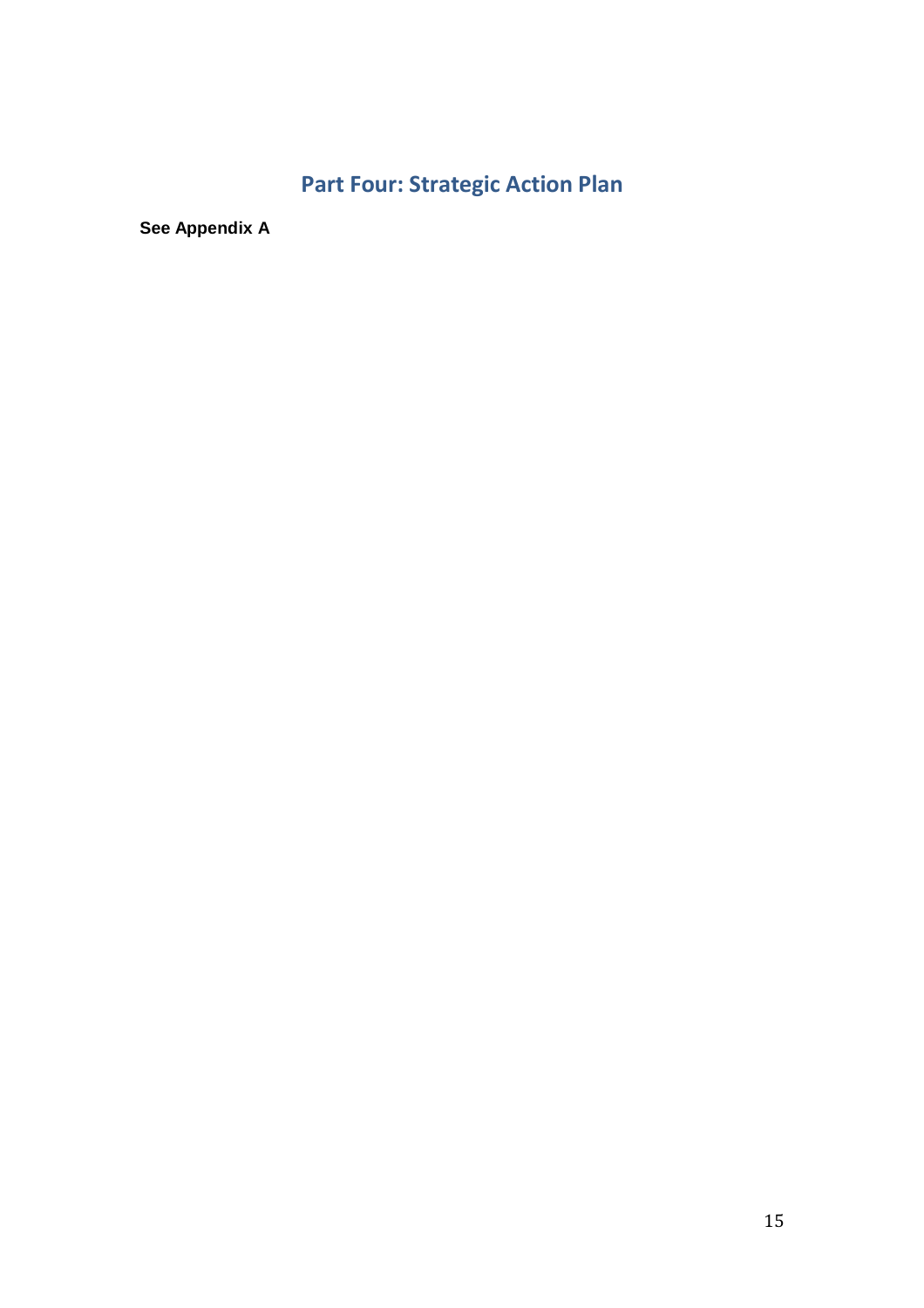# Part Four: Strategic Action Plan

**See Appendix A**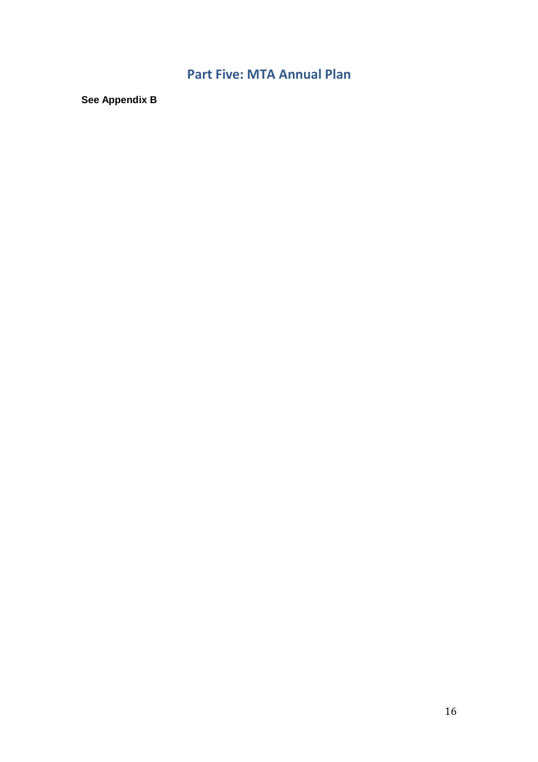## Part Five: MTA Annual Plan

**See Appendix B**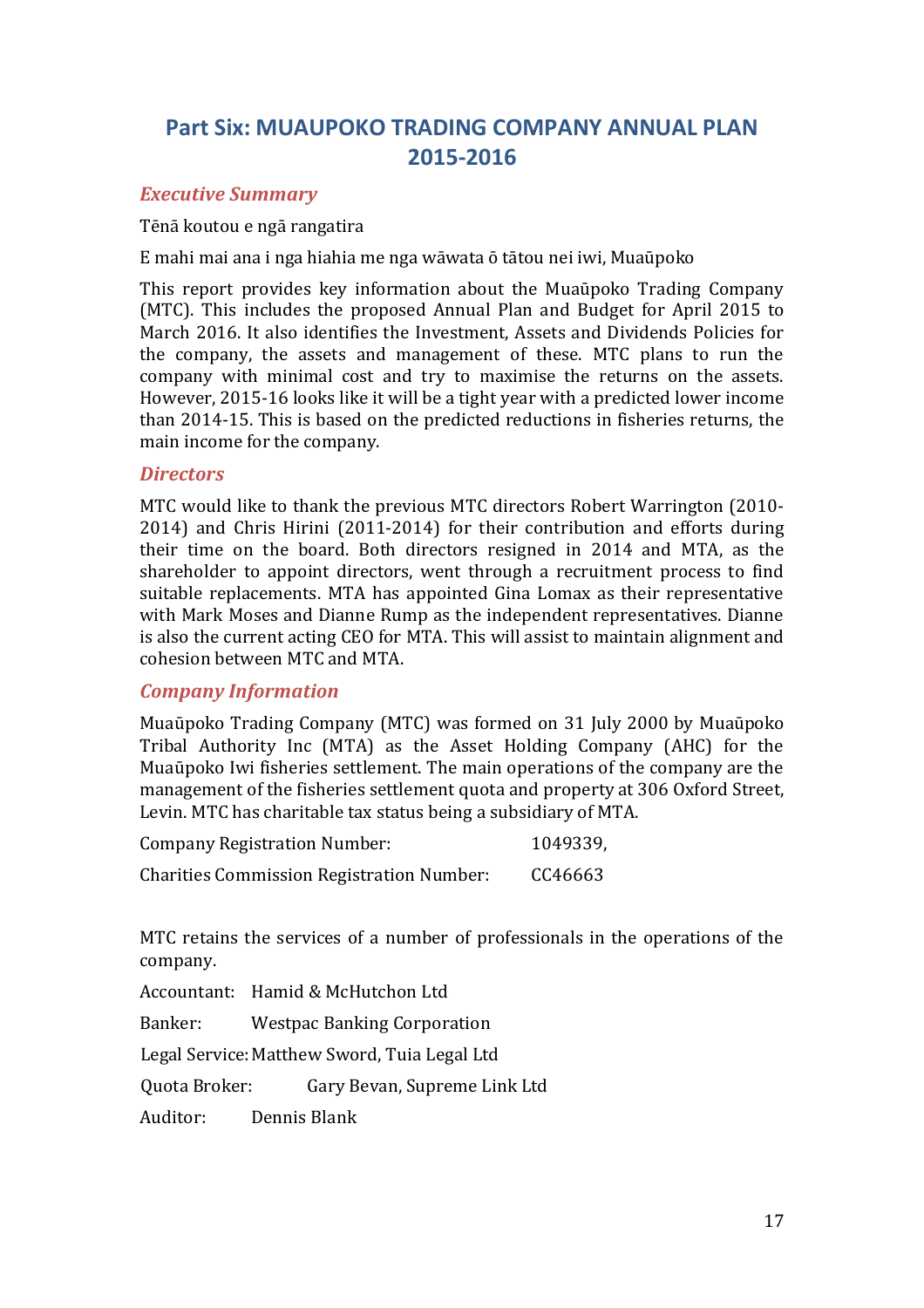# Part Six: MUAUPOKO TRADING COMPANY ANNUAL PLAN 2015-2016

## *Executive Summary*

Tēnā koutou e ngā rangatira

E mahi mai ana i nga hiahia me nga wāwata ō tātou nei iwi, Muaūpoko

This report provides key information about the Muaūpoko Trading Company (MTC). This includes the proposed Annual Plan and Budget for April 2015 to March 2016. It also identifies the Investment, Assets and Dividends Policies for the company, the assets and management of these. MTC plans to run the company with minimal cost and try to maximise the returns on the assets. However, 2015-16 looks like it will be a tight year with a predicted lower income than 2014-15. This is based on the predicted reductions in fisheries returns, the main income for the company.

## *Directors*

MTC would like to thank the previous MTC directors Robert Warrington (2010-2014) and Chris Hirini (2011-2014) for their contribution and efforts during their time on the board. Both directors resigned in 2014 and MTA, as the shareholder to appoint directors, went through a recruitment process to find suitable replacements. MTA has appointed Gina Lomax as their representative with Mark Moses and Dianne Rump as the independent representatives. Dianne is also the current acting CEO for MTA. This will assist to maintain alignment and cohesion between MTC and MTA.

## *Company Information*

Muaūpoko Trading Company (MTC) was formed on 31 July 2000 by Muaūpoko Tribal Authority Inc (MTA) as the Asset Holding Company (AHC) for the Muaūpoko Iwi fisheries settlement. The main operations of the company are the management of the fisheries settlement quota and property at 306 Oxford Street, Levin. MTC has charitable tax status being a subsidiary of MTA.

Company Registration Number: 1049339,

Charities Commission Registration Number: CC46663

MTC retains the services of a number of professionals in the operations of the company.

Accountant: Hamid & McHutchon Ltd

Banker: Westpac Banking Corporation

Legal Service: Matthew Sword, Tuia Legal Ltd

Quota Broker: Gary Bevan, Supreme Link Ltd

Auditor: Dennis Blank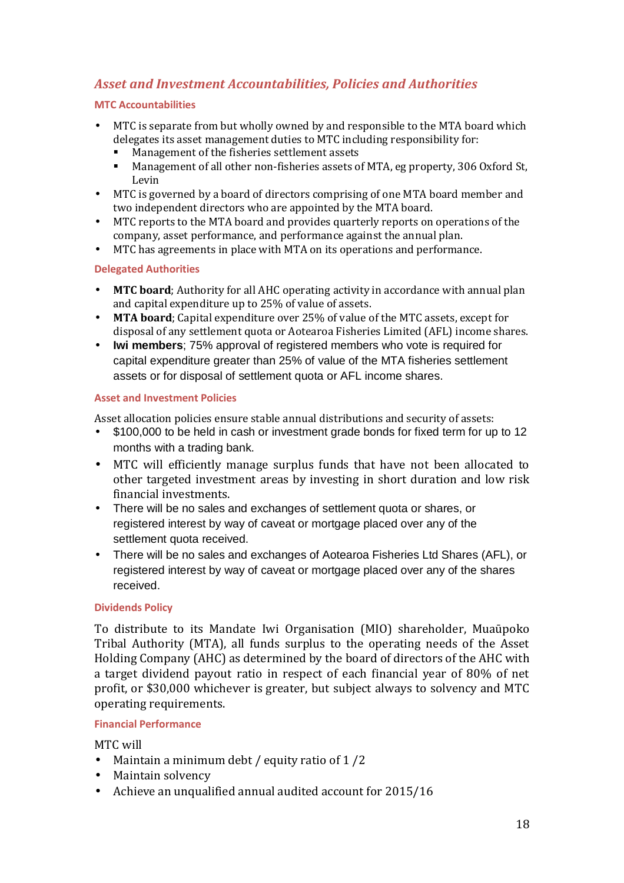## *Asset and Investment Accountabilities, Policies and Authorities*

### MTC Accountabilities

- MTC is separate from but wholly owned by and responsible to the MTA board which delegates its asset management duties to MTC including responsibility for:
  - Management of the fisheries settlement assets
  - Management of all other non-fisheries assets of MTA, eg property, 306 Oxford St, Levin
- MTC is governed by a board of directors comprising of one MTA board member and two independent directors who are appointed by the MTA board.
- MTC reports to the MTA board and provides quarterly reports on operations of the company, asset performance, and performance against the annual plan.
- MTC has agreements in place with MTA on its operations and performance.

### Delegated Authorities

- **MTC board**; Authority for all AHC operating activity in accordance with annual plan and capital expenditure up to 25% of value of assets.
- **MTA board**; Capital expenditure over 25% of value of the MTC assets, except for disposal of any settlement quota or Aotearoa Fisheries Limited (AFL) income shares.
- **Iwi members**; 75% approval of registered members who vote is required for capital expenditure greater than 25% of value of the MTA fisheries settlement assets or for disposal of settlement quota or AFL income shares.

### Asset and Investment Policies

Asset allocation policies ensure stable annual distributions and security of assets:

- $100,000 to be held in cash or investment grade bonds for fixed term for up to 12 months with a trading bank.
- MTC will efficiently manage surplus funds that have not been allocated to other targeted investment areas by investing in short duration and low risk financial investments.
- There will be no sales and exchanges of settlement quota or shares, or registered interest by way of caveat or mortgage placed over any of the settlement quota received.
- There will be no sales and exchanges of Aotearoa Fisheries Ltd Shares (AFL), or registered interest by way of caveat or mortgage placed over any of the shares received.

### Dividends Policy

To distribute to its Mandate Iwi Organisation (MIO) shareholder, Muaūpoko Tribal Authority (MTA), all funds surplus to the operating needs of the Asset Holding Company (AHC) as determined by the board of directors of the AHC with a target dividend payout ratio in respect of each financial year of 80% of net profit, or $30,000 whichever is greater, but subject always to solvency and MTC operating requirements.

### Financial Performance

MTC will

- Maintain a minimum debt / equity ratio of 1 /2
- Maintain solvency
- Achieve an unqualified annual audited account for 2015/16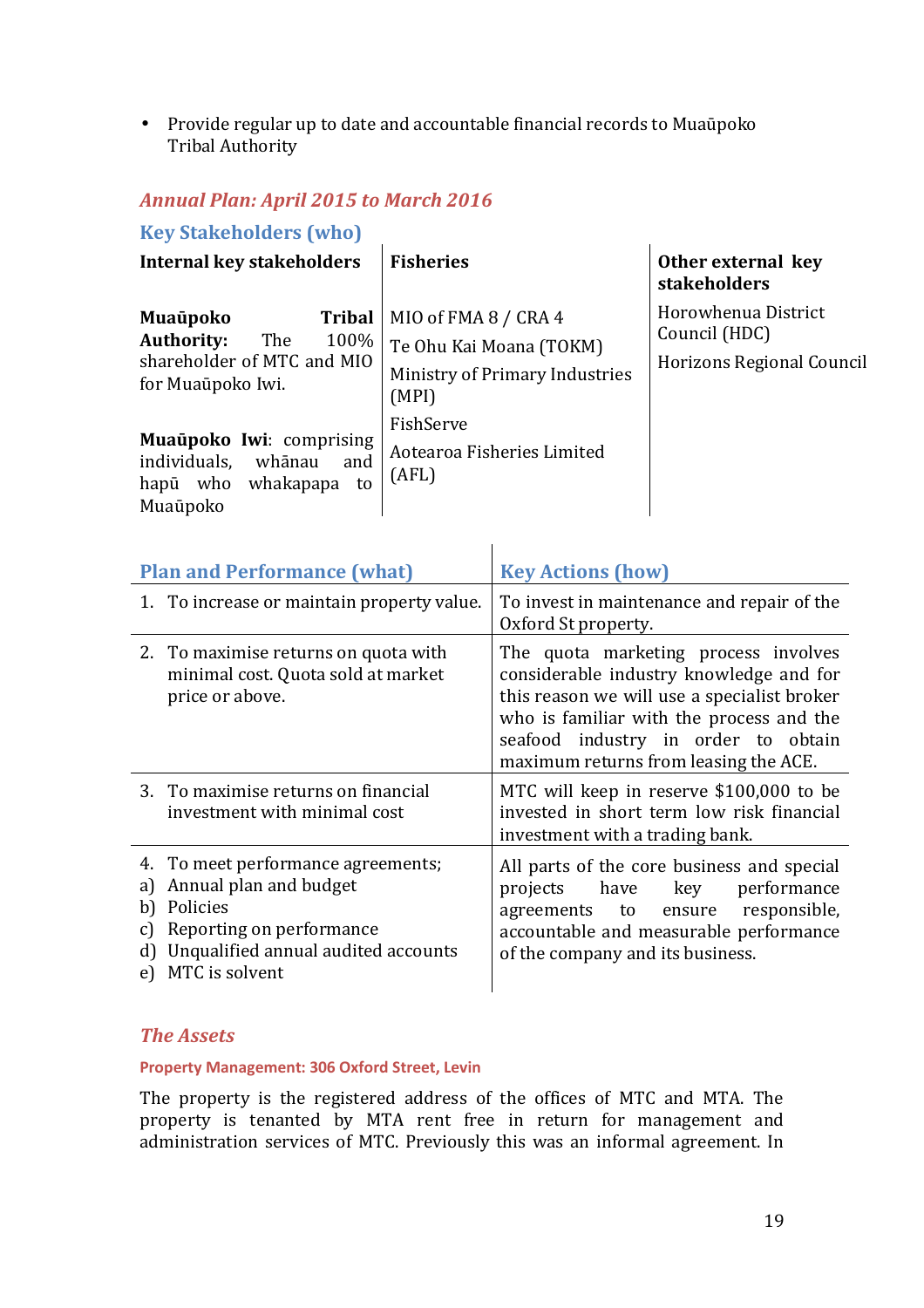- Provide regular up to date and accountable financial records to Muaūpoko Tribal Authority

## *Annual Plan: April 2015 to March 2016*

### Key Stakeholders (who)

| Internal key stakeholders | Fisheries | Other external key stakeholders |
|---|---|---|
| **Muaūpoko Tribal Authority:** The 100% shareholder of MTC and MIO for Muaūpoko Iwi.<br><br>**Muaūpoko Iwi**: comprising individuals, whānau and hapū who whakapapa to Muaūpoko | MIO of FMA 8 / CRA 4<br>Te Ohu Kai Moana (TOKM)<br>Ministry of Primary Industries (MPI)<br>FishServe<br>Aotearoa Fisheries Limited (AFL) | Horowhenua District Council (HDC)<br>Horizons Regional Council |

| Plan and Performance (what) | Key Actions (how) |
|---|---|
| 1. To increase or maintain property value. | To invest in maintenance and repair of the Oxford St property. |
| 2. To maximise returns on quota with minimal cost. Quota sold at market price or above. | The quota marketing process involves considerable industry knowledge and for this reason we will use a specialist broker who is familiar with the process and the seafood industry in order to obtain maximum returns from leasing the ACE. |
| 3. To maximise returns on financial investment with minimal cost | MTC will keep in reserve $100,000 to be invested in short term low risk financial investment with a trading bank. |
| 4. To meet performance agreements;<br>a) Annual plan and budget<br>b) Policies<br>c) Reporting on performance<br>d) Unqualified annual audited accounts<br>e) MTC is solvent | All parts of the core business and special projects have key performance agreements to ensure responsible, accountable and measurable performance of the company and its business. |

## *The Assets*

#### Property Management: 306 Oxford Street, Levin

The property is the registered address of the offices of MTC and MTA. The property is tenanted by MTA rent free in return for management and administration services of MTC. Previously this was an informal agreement. In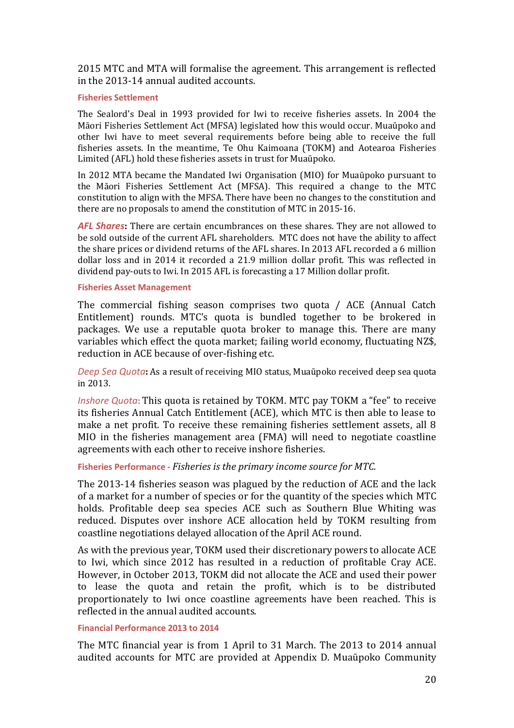2015 MTC and MTA will formalise the agreement. This arrangement is reflected in the 2013-14 annual audited accounts.

### Fisheries Settlement

The Sealord's Deal in 1993 provided for Iwi to receive fisheries assets. In 2004 the Māori Fisheries Settlement Act (MFSA) legislated how this would occur. Muaūpoko and other Iwi have to meet several requirements before being able to receive the full fisheries assets. In the meantime, Te Ohu Kaimoana (TOKM) and Aotearoa Fisheries Limited (AFL) hold these fisheries assets in trust for Muaūpoko.

In 2012 MTA became the Mandated Iwi Organisation (MIO) for Muaūpoko pursuant to the Māori Fisheries Settlement Act (MFSA). This required a change to the MTC constitution to align with the MFSA. There have been no changes to the constitution and there are no proposals to amend the constitution of MTC in 2015-16.

***AFL Shares*****:** There are certain encumbrances on these shares. They are not allowed to be sold outside of the current AFL shareholders. MTC does not have the ability to affect the share prices or dividend returns of the AFL shares. In 2013 AFL recorded a 6 million dollar loss and in 2014 it recorded a 21.9 million dollar profit. This was reflected in dividend pay-outs to Iwi. In 2015 AFL is forecasting a 17 Million dollar profit.

### Fisheries Asset Management

The commercial fishing season comprises two quota / ACE (Annual Catch Entitlement) rounds. MTC's quota is bundled together to be brokered in packages. We use a reputable quota broker to manage this. There are many variables which effect the quota market; failing world economy, fluctuating NZ$, reduction in ACE because of over-fishing etc.

*Deep Sea Quota***:** As a result of receiving MIO status, Muaūpoko received deep sea quota in 2013.

*Inshore Quota*: This quota is retained by TOKM. MTC pay TOKM a "fee" to receive its fisheries Annual Catch Entitlement (ACE), which MTC is then able to lease to make a net profit. To receive these remaining fisheries settlement assets, all 8 MIO in the fisheries management area (FMA) will need to negotiate coastline agreements with each other to receive inshore fisheries.

### Fisheries Performance - *Fisheries is the primary income source for MTC.*

The 2013-14 fisheries season was plagued by the reduction of ACE and the lack of a market for a number of species or for the quantity of the species which MTC holds. Profitable deep sea species ACE such as Southern Blue Whiting was reduced. Disputes over inshore ACE allocation held by TOKM resulting from coastline negotiations delayed allocation of the April ACE round.

As with the previous year, TOKM used their discretionary powers to allocate ACE to Iwi, which since 2012 has resulted in a reduction of profitable Cray ACE. However, in October 2013, TOKM did not allocate the ACE and used their power to lease the quota and retain the profit, which is to be distributed proportionately to Iwi once coastline agreements have been reached. This is reflected in the annual audited accounts.

### Financial Performance 2013 to 2014

The MTC financial year is from 1 April to 31 March. The 2013 to 2014 annual audited accounts for MTC are provided at Appendix D. Muaūpoko Community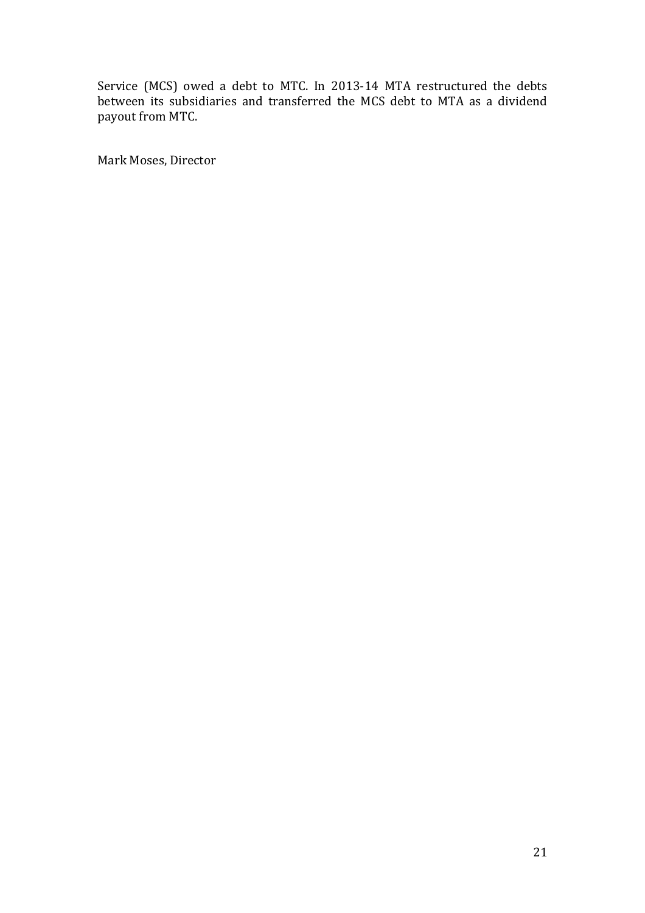Service (MCS) owed a debt to MTC. In 2013-14 MTA restructured the debts between its subsidiaries and transferred the MCS debt to MTA as a dividend payout from MTC.

Mark Moses, Director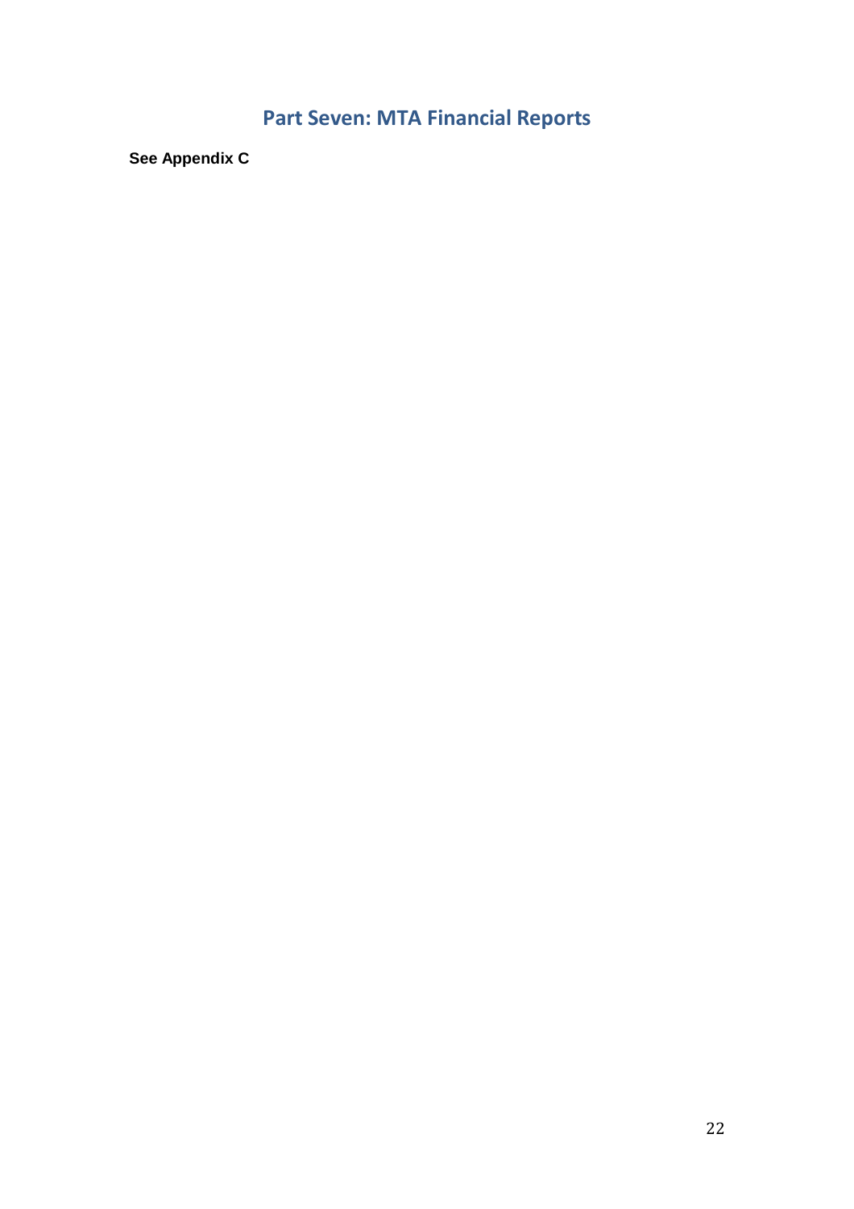# Part Seven: MTA Financial Reports

**See Appendix C**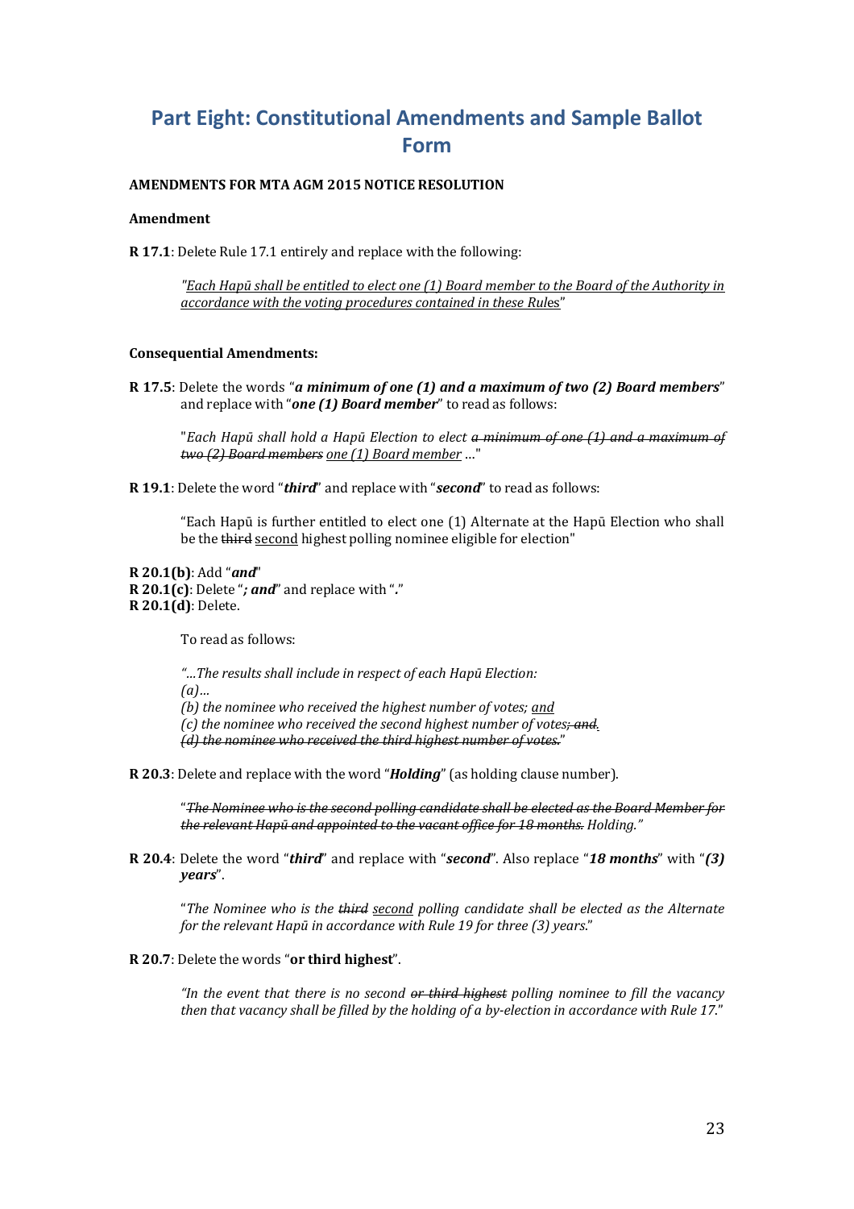# Part Eight: Constitutional Amendments and Sample Ballot Form

**AMENDMENTS FOR MTA AGM 2015 NOTICE RESOLUTION**

**Amendment**

**R 17.1**: Delete Rule 17.1 entirely and replace with the following:

> *"<u>Each Hapū shall be entitled to elect one (1) Board member to the Board of the Authority in accordance with the voting procedures contained in these Rules</u>"*

**Consequential Amendments:**

**R 17.5**: Delete the words "***a minimum of one (1) and a maximum of two (2) Board members***" and replace with "***one (1) Board member***" to read as follows:

> "*Each Hapū shall hold a Hapū Election to elect ~~a minimum of one (1) and a maximum of two (2) Board members~~ <u>one (1) Board member</u> …*"

**R 19.1**: Delete the word "***third***" and replace with "***second***" to read as follows:

> "Each Hapū is further entitled to elect one (1) Alternate at the Hapū Election who shall be the ~~third~~ <u>second</u> highest polling nominee eligible for election"

**R 20.1(b)**: Add "***and***"
**R 20.1(c)**: Delete "***; and***" and replace with "**.**"
**R 20.1(d)**: Delete.

> To read as follows:
>
> *"…The results shall include in respect of each Hapū Election:*
> *(a)…*
> *(b) the nominee who received the highest number of votes; <u>and</u>*
> *(c) the nominee who received the second highest number of votes~~; and~~<u>.</u>*
> *~~(d) the nominee who received the third highest number of votes.~~"*

**R 20.3**: Delete and replace with the word "***Holding***" (as holding clause number).

> "*~~The Nominee who is the second polling candidate shall be elected as the Board Member for the relevant Hapū and appointed to the vacant office for 18 months.~~ Holding."*

**R 20.4**: Delete the word "***third***" and replace with "***second***". Also replace "***18 months***" with "***(3) years***".

> "*The Nominee who is the ~~third~~ <u>second</u> polling candidate shall be elected as the Alternate for the relevant Hapū in accordance with Rule 19 for three (3) years.*"

**R 20.7**: Delete the words "**or third highest**".

> *"In the event that there is no second ~~or third highest~~ polling nominee to fill the vacancy then that vacancy shall be filled by the holding of a by-election in accordance with Rule 17."*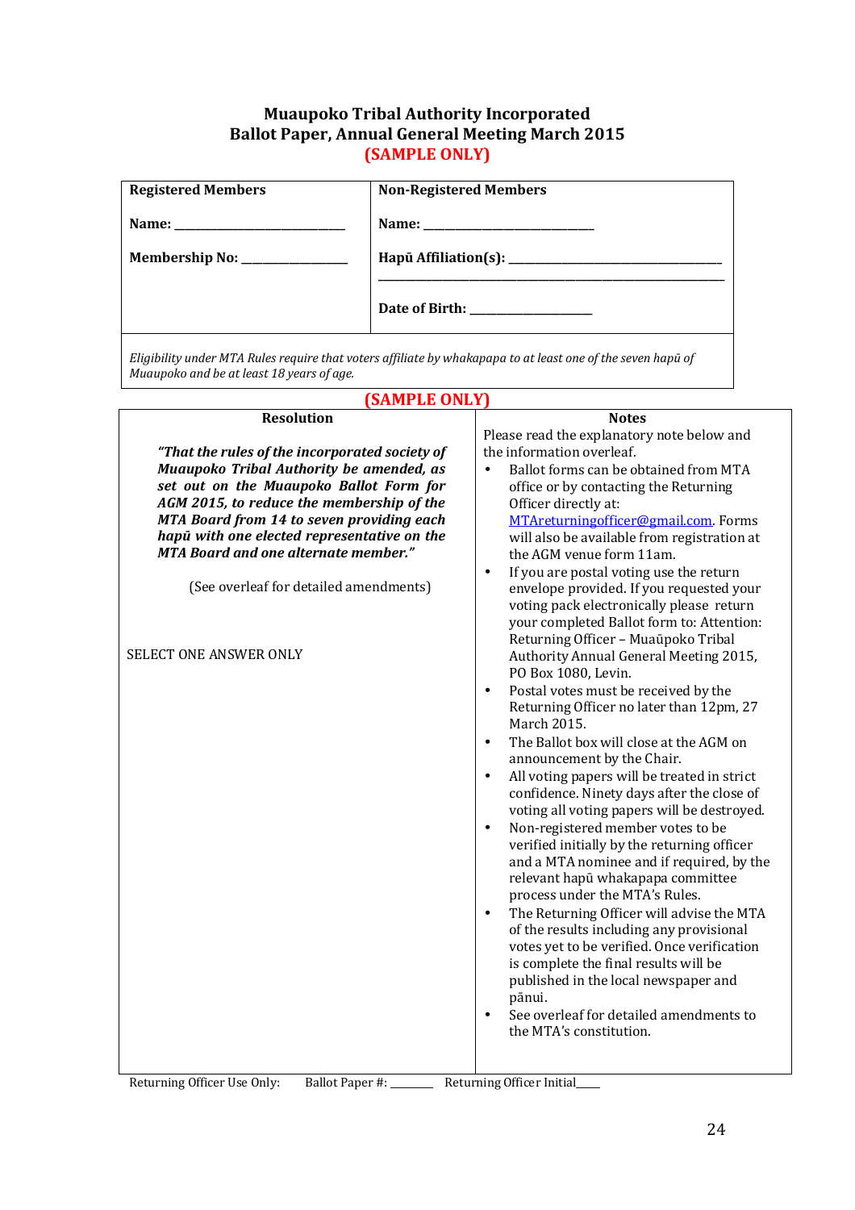## Muaupoko Tribal Authority Incorporated
## Ballot Paper, Annual General Meeting March 2015
**(SAMPLE ONLY)**

| **Registered Members** | **Non-Registered Members** |
|---|---|
| **Name:** ___________________________ | **Name:** ___________________________ |
| **Membership No:** ________________ | **Hapū Affiliation(s):** ________________________________ |
| | **Date of Birth:** __________________ |

*Eligibility under MTA Rules require that voters affiliate by whakapapa to at least one of the seven hapū of Muaupoko and be at least 18 years of age.*

**(SAMPLE ONLY)**

| **Resolution** | **Notes** |
|---|---|
| ***"That the rules of the incorporated society of Muaupoko Tribal Authority be amended, as set out on the Muaupoko Ballot Form for AGM 2015, to reduce the membership of the MTA Board from 14 to seven providing each hapū with one elected representative on the MTA Board and one alternate member."*** <br><br> (See overleaf for detailed amendments) <br><br> SELECT ONE ANSWER ONLY | Please read the explanatory note below and the information overleaf. <br> • Ballot forms can be obtained from MTA office or by contacting the Returning Officer directly at: MTAreturningofficer@gmail.com. Forms will also be available from registration at the AGM venue form 11am. <br> • If you are postal voting use the return envelope provided. If you requested your voting pack electronically please return your completed Ballot form to: Attention: Returning Officer – Muaūpoko Tribal Authority Annual General Meeting 2015, PO Box 1080, Levin. <br> • Postal votes must be received by the Returning Officer no later than 12pm, 27 March 2015. <br> • The Ballot box will close at the AGM on announcement by the Chair. <br> • All voting papers will be treated in strict confidence. Ninety days after the close of voting all voting papers will be destroyed. <br> • Non-registered member votes to be verified initially by the returning officer and a MTA nominee and if required, by the relevant hapū whakapapa committee process under the MTA's Rules. <br> • The Returning Officer will advise the MTA of the results including any provisional votes yet to be verified. Once verification is complete the final results will be published in the local newspaper and pānui. <br> • See overleaf for detailed amendments to the MTA's constitution. |

Returning Officer Use Only: Ballot Paper #: _______ Returning Officer Initial____